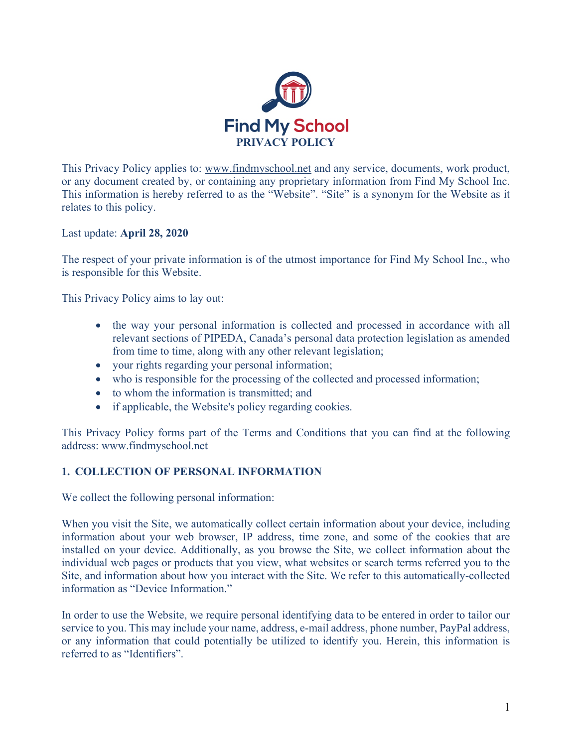# Find My School
## PRIVACY POLICY

This Privacy Policy applies to: www.findmyschool.net and any service, documents, work product, or any document created by, or containing any proprietary information from Find My School Inc. This information is hereby referred to as the "Website". "Site" is a synonym for the Website as it relates to this policy.

Last update: **April 28, 2020**

The respect of your private information is of the utmost importance for Find My School Inc., who is responsible for this Website.

This Privacy Policy aims to lay out:

- the way your personal information is collected and processed in accordance with all relevant sections of PIPEDA, Canada's personal data protection legislation as amended from time to time, along with any other relevant legislation;
- your rights regarding your personal information;
- who is responsible for the processing of the collected and processed information;
- to whom the information is transmitted; and
- if applicable, the Website's policy regarding cookies.

This Privacy Policy forms part of the Terms and Conditions that you can find at the following address: www.findmyschool.net

### 1. COLLECTION OF PERSONAL INFORMATION

We collect the following personal information:

When you visit the Site, we automatically collect certain information about your device, including information about your web browser, IP address, time zone, and some of the cookies that are installed on your device. Additionally, as you browse the Site, we collect information about the individual web pages or products that you view, what websites or search terms referred you to the Site, and information about how you interact with the Site. We refer to this automatically-collected information as "Device Information."

In order to use the Website, we require personal identifying data to be entered in order to tailor our service to you. This may include your name, address, e-mail address, phone number, PayPal address, or any information that could potentially be utilized to identify you. Herein, this information is referred to as "Identifiers".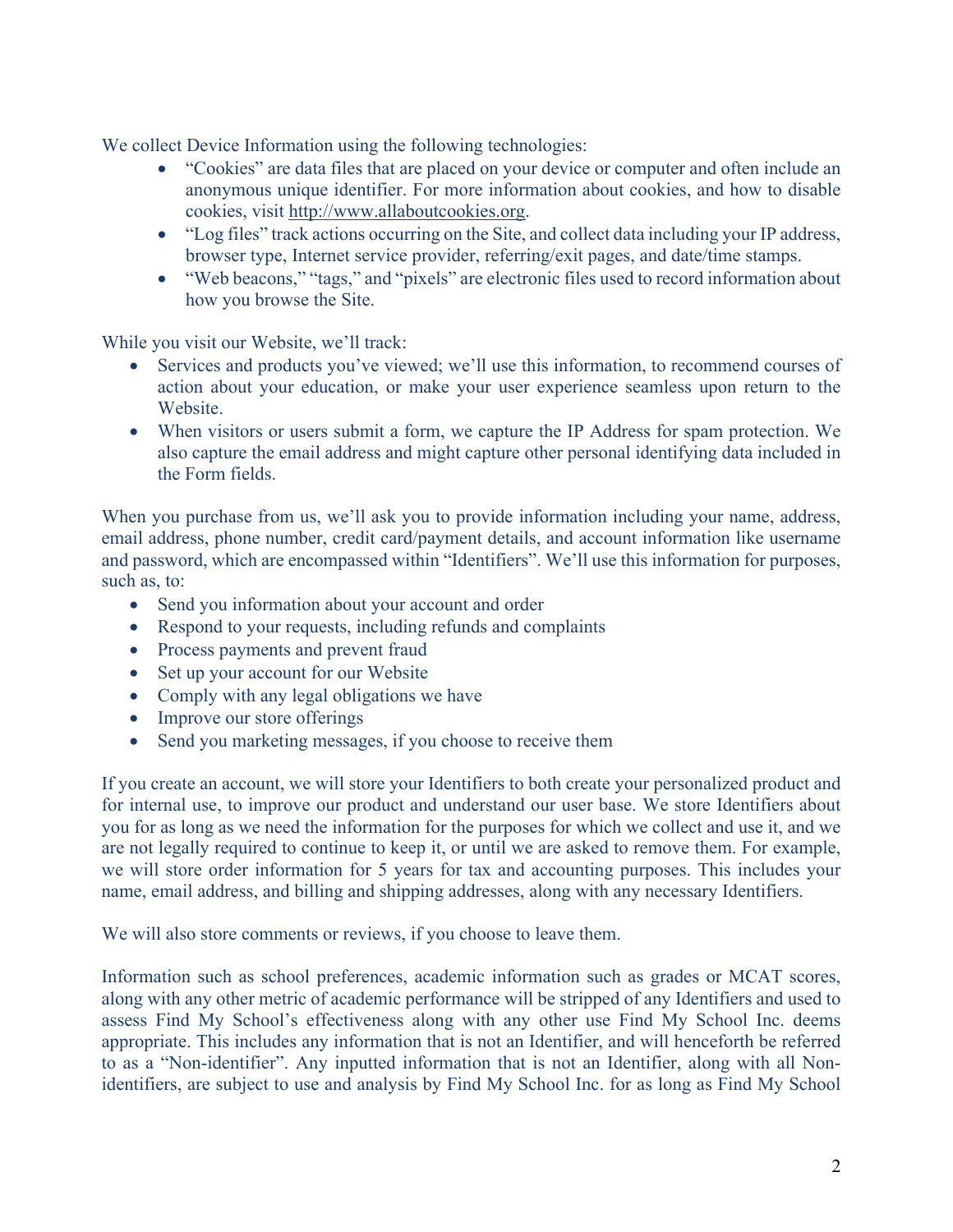We collect Device Information using the following technologies:

- "Cookies" are data files that are placed on your device or computer and often include an anonymous unique identifier. For more information about cookies, and how to disable cookies, visit http://www.allaboutcookies.org.
- "Log files" track actions occurring on the Site, and collect data including your IP address, browser type, Internet service provider, referring/exit pages, and date/time stamps.
- "Web beacons," "tags," and "pixels" are electronic files used to record information about how you browse the Site.

While you visit our Website, we'll track:

- Services and products you've viewed; we'll use this information, to recommend courses of action about your education, or make your user experience seamless upon return to the Website.
- When visitors or users submit a form, we capture the IP Address for spam protection. We also capture the email address and might capture other personal identifying data included in the Form fields.

When you purchase from us, we'll ask you to provide information including your name, address, email address, phone number, credit card/payment details, and account information like username and password, which are encompassed within "Identifiers". We'll use this information for purposes, such as, to:

- Send you information about your account and order
- Respond to your requests, including refunds and complaints
- Process payments and prevent fraud
- Set up your account for our Website
- Comply with any legal obligations we have
- Improve our store offerings
- Send you marketing messages, if you choose to receive them

If you create an account, we will store your Identifiers to both create your personalized product and for internal use, to improve our product and understand our user base. We store Identifiers about you for as long as we need the information for the purposes for which we collect and use it, and we are not legally required to continue to keep it, or until we are asked to remove them. For example, we will store order information for 5 years for tax and accounting purposes. This includes your name, email address, and billing and shipping addresses, along with any necessary Identifiers.

We will also store comments or reviews, if you choose to leave them.

Information such as school preferences, academic information such as grades or MCAT scores, along with any other metric of academic performance will be stripped of any Identifiers and used to assess Find My School's effectiveness along with any other use Find My School Inc. deems appropriate. This includes any information that is not an Identifier, and will henceforth be referred to as a "Non-identifier". Any inputted information that is not an Identifier, along with all Non-identifiers, are subject to use and analysis by Find My School Inc. for as long as Find My School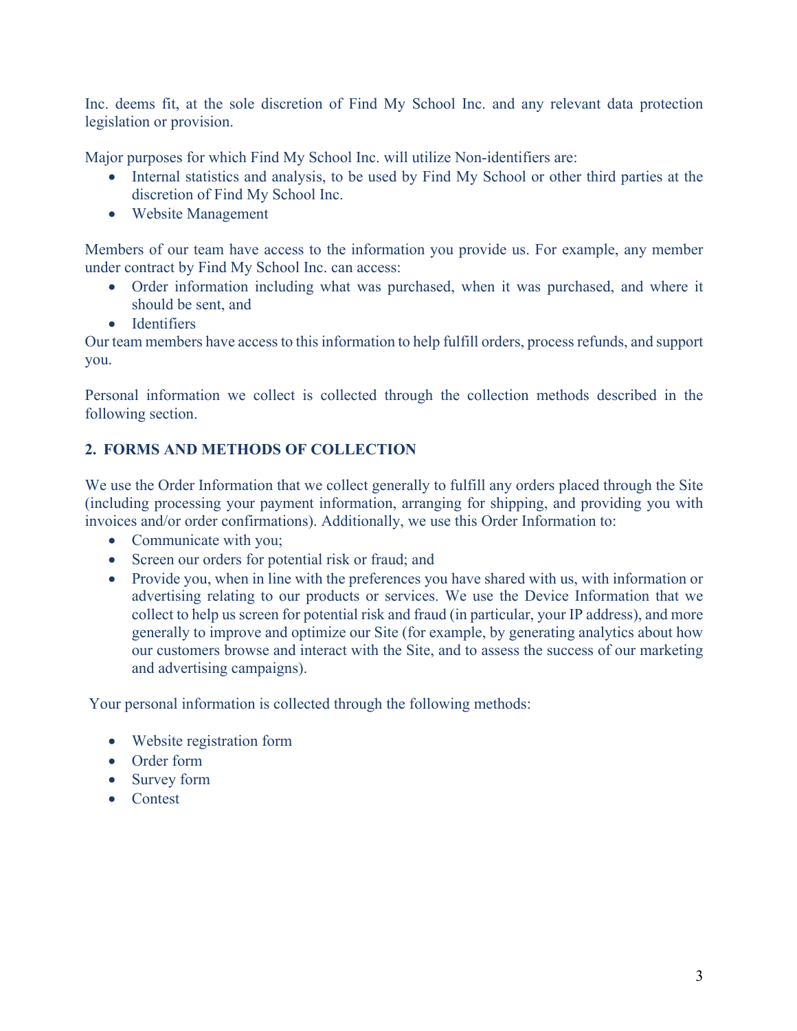Inc. deems fit, at the sole discretion of Find My School Inc. and any relevant data protection legislation or provision.

Major purposes for which Find My School Inc. will utilize Non-identifiers are:

- Internal statistics and analysis, to be used by Find My School or other third parties at the discretion of Find My School Inc.
- Website Management

Members of our team have access to the information you provide us. For example, any member under contract by Find My School Inc. can access:

- Order information including what was purchased, when it was purchased, and where it should be sent, and
- Identifiers

Our team members have access to this information to help fulfill orders, process refunds, and support you.

Personal information we collect is collected through the collection methods described in the following section.

## 2. FORMS AND METHODS OF COLLECTION

We use the Order Information that we collect generally to fulfill any orders placed through the Site (including processing your payment information, arranging for shipping, and providing you with invoices and/or order confirmations). Additionally, we use this Order Information to:

- Communicate with you;
- Screen our orders for potential risk or fraud; and
- Provide you, when in line with the preferences you have shared with us, with information or advertising relating to our products or services. We use the Device Information that we collect to help us screen for potential risk and fraud (in particular, your IP address), and more generally to improve and optimize our Site (for example, by generating analytics about how our customers browse and interact with the Site, and to assess the success of our marketing and advertising campaigns).

Your personal information is collected through the following methods:

- Website registration form
- Order form
- Survey form
- Contest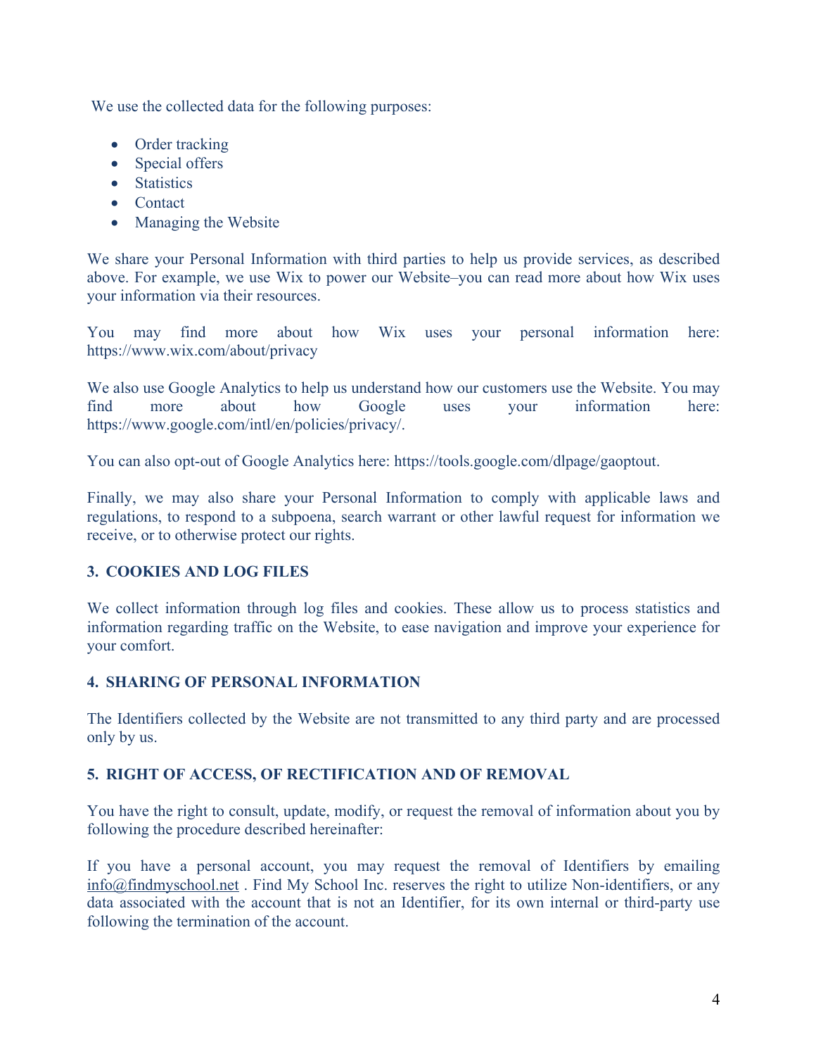We use the collected data for the following purposes:

- Order tracking
- Special offers
- Statistics
- Contact
- Managing the Website

We share your Personal Information with third parties to help us provide services, as described above. For example, we use Wix to power our Website–you can read more about how Wix uses your information via their resources.

You may find more about how Wix uses your personal information here: https://www.wix.com/about/privacy

We also use Google Analytics to help us understand how our customers use the Website. You may find more about how Google uses your information here: https://www.google.com/intl/en/policies/privacy/.

You can also opt-out of Google Analytics here: https://tools.google.com/dlpage/gaoptout.

Finally, we may also share your Personal Information to comply with applicable laws and regulations, to respond to a subpoena, search warrant or other lawful request for information we receive, or to otherwise protect our rights.

## 3. COOKIES AND LOG FILES

We collect information through log files and cookies. These allow us to process statistics and information regarding traffic on the Website, to ease navigation and improve your experience for your comfort.

## 4. SHARING OF PERSONAL INFORMATION

The Identifiers collected by the Website are not transmitted to any third party and are processed only by us.

## 5. RIGHT OF ACCESS, OF RECTIFICATION AND OF REMOVAL

You have the right to consult, update, modify, or request the removal of information about you by following the procedure described hereinafter:

If you have a personal account, you may request the removal of Identifiers by emailing info@findmyschool.net . Find My School Inc. reserves the right to utilize Non-identifiers, or any data associated with the account that is not an Identifier, for its own internal or third-party use following the termination of the account.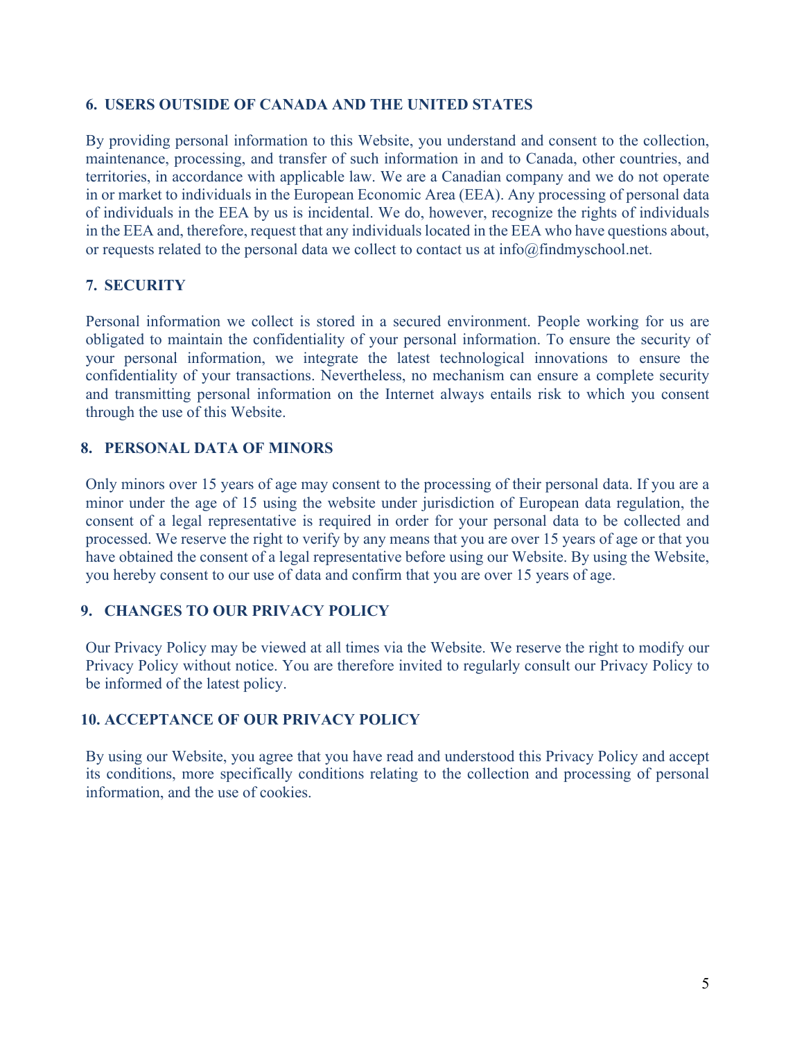## 6. USERS OUTSIDE OF CANADA AND THE UNITED STATES

By providing personal information to this Website, you understand and consent to the collection, maintenance, processing, and transfer of such information in and to Canada, other countries, and territories, in accordance with applicable law. We are a Canadian company and we do not operate in or market to individuals in the European Economic Area (EEA). Any processing of personal data of individuals in the EEA by us is incidental. We do, however, recognize the rights of individuals in the EEA and, therefore, request that any individuals located in the EEA who have questions about, or requests related to the personal data we collect to contact us at info@findmyschool.net.

## 7. SECURITY

Personal information we collect is stored in a secured environment. People working for us are obligated to maintain the confidentiality of your personal information. To ensure the security of your personal information, we integrate the latest technological innovations to ensure the confidentiality of your transactions. Nevertheless, no mechanism can ensure a complete security and transmitting personal information on the Internet always entails risk to which you consent through the use of this Website.

## 8. PERSONAL DATA OF MINORS

Only minors over 15 years of age may consent to the processing of their personal data. If you are a minor under the age of 15 using the website under jurisdiction of European data regulation, the consent of a legal representative is required in order for your personal data to be collected and processed. We reserve the right to verify by any means that you are over 15 years of age or that you have obtained the consent of a legal representative before using our Website. By using the Website, you hereby consent to our use of data and confirm that you are over 15 years of age.

## 9. CHANGES TO OUR PRIVACY POLICY

Our Privacy Policy may be viewed at all times via the Website. We reserve the right to modify our Privacy Policy without notice. You are therefore invited to regularly consult our Privacy Policy to be informed of the latest policy.

## 10. ACCEPTANCE OF OUR PRIVACY POLICY

By using our Website, you agree that you have read and understood this Privacy Policy and accept its conditions, more specifically conditions relating to the collection and processing of personal information, and the use of cookies.